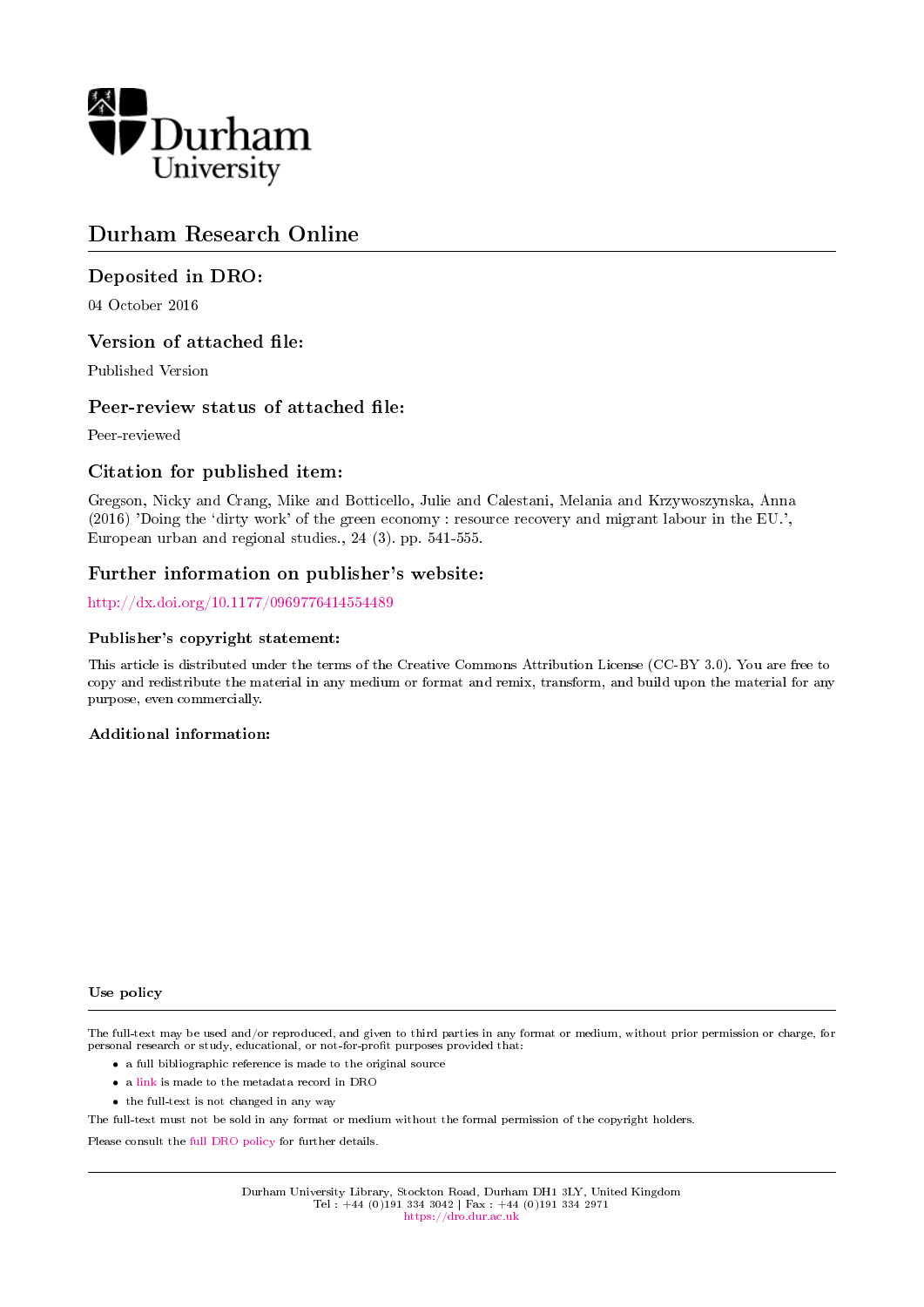Durham University

# Durham Research Online

## Deposited in DRO:

04 October 2016

## Version of attached file:

Published Version

## Peer-review status of attached file:

Peer-reviewed

## Citation for published item:

Gregson, Nicky and Crang, Mike and Botticello, Julie and Calestani, Melania and Krzywoszynska, Anna (2016) 'Doing the 'dirty work' of the green economy : resource recovery and migrant labour in the EU.', European urban and regional studies., 24 (3). pp. 541-555.

## Further information on publisher's website:

http://dx.doi.org/10.1177/0969776414554489

### Publisher's copyright statement:

This article is distributed under the terms of the Creative Commons Attribution License (CC-BY 3.0). You are free to copy and redistribute the material in any medium or format and remix, transform, and build upon the material for any purpose, even commercially.

### Additional information:

### Use policy

The full-text may be used and/or reproduced, and given to third parties in any format or medium, without prior permission or charge, for personal research or study, educational, or not-for-profit purposes provided that:

- a full bibliographic reference is made to the original source
- a link is made to the metadata record in DRO
- the full-text is not changed in any way

The full-text must not be sold in any format or medium without the formal permission of the copyright holders.

Please consult the full DRO policy for further details.

Durham University Library, Stockton Road, Durham DH1 3LY, United Kingdom
Tel : +44 (0)191 334 3042 | Fax : +44 (0)191 334 2971
https://dro.dur.ac.uk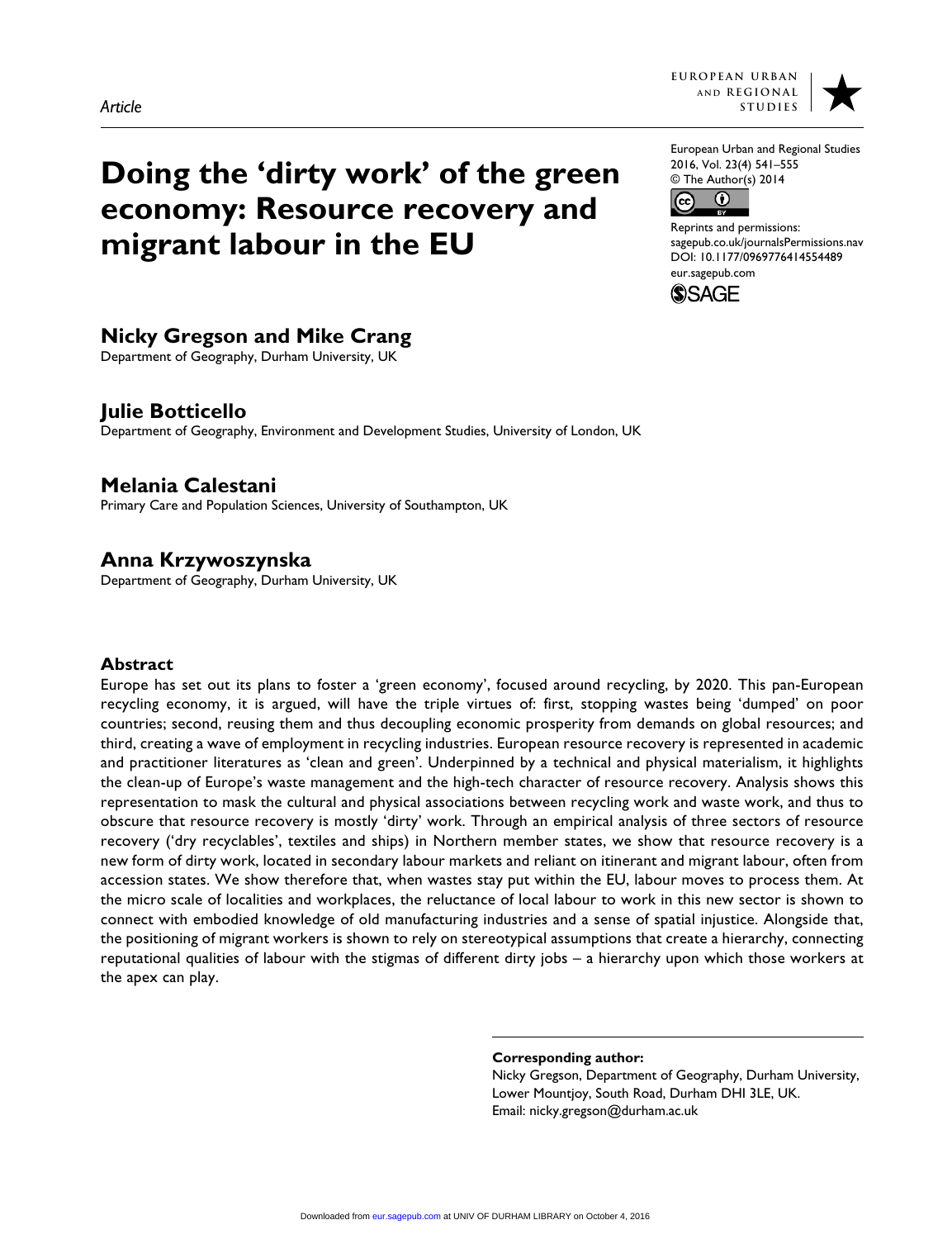*Article*

# Doing the 'dirty work' of the green economy: Resource recovery and migrant labour in the EU

European Urban and Regional Studies
2016, Vol. 23(4) 541–555
© The Author(s) 2014
Reprints and permissions:
sagepub.co.uk/journalsPermissions.nav
DOI: 10.1177/0969776414554489
eur.sagepub.com

## Nicky Gregson and Mike Crang

Department of Geography, Durham University, UK

## Julie Botticello

Department of Geography, Environment and Development Studies, University of London, UK

## Melania Calestani

Primary Care and Population Sciences, University of Southampton, UK

## Anna Krzywoszynska

Department of Geography, Durham University, UK

### Abstract

Europe has set out its plans to foster a 'green economy', focused around recycling, by 2020. This pan-European recycling economy, it is argued, will have the triple virtues of: first, stopping wastes being 'dumped' on poor countries; second, reusing them and thus decoupling economic prosperity from demands on global resources; and third, creating a wave of employment in recycling industries. European resource recovery is represented in academic and practitioner literatures as 'clean and green'. Underpinned by a technical and physical materialism, it highlights the clean-up of Europe's waste management and the high-tech character of resource recovery. Analysis shows this representation to mask the cultural and physical associations between recycling work and waste work, and thus to obscure that resource recovery is mostly 'dirty' work. Through an empirical analysis of three sectors of resource recovery ('dry recyclables', textiles and ships) in Northern member states, we show that resource recovery is a new form of dirty work, located in secondary labour markets and reliant on itinerant and migrant labour, often from accession states. We show therefore that, when wastes stay put within the EU, labour moves to process them. At the micro scale of localities and workplaces, the reluctance of local labour to work in this new sector is shown to connect with embodied knowledge of old manufacturing industries and a sense of spatial injustice. Alongside that, the positioning of migrant workers is shown to rely on stereotypical assumptions that create a hierarchy, connecting reputational qualities of labour with the stigmas of different dirty jobs – a hierarchy upon which those workers at the apex can play.

**Corresponding author:**
Nicky Gregson, Department of Geography, Durham University, Lower Mountjoy, South Road, Durham DHI 3LE, UK.
Email: nicky.gregson@durham.ac.uk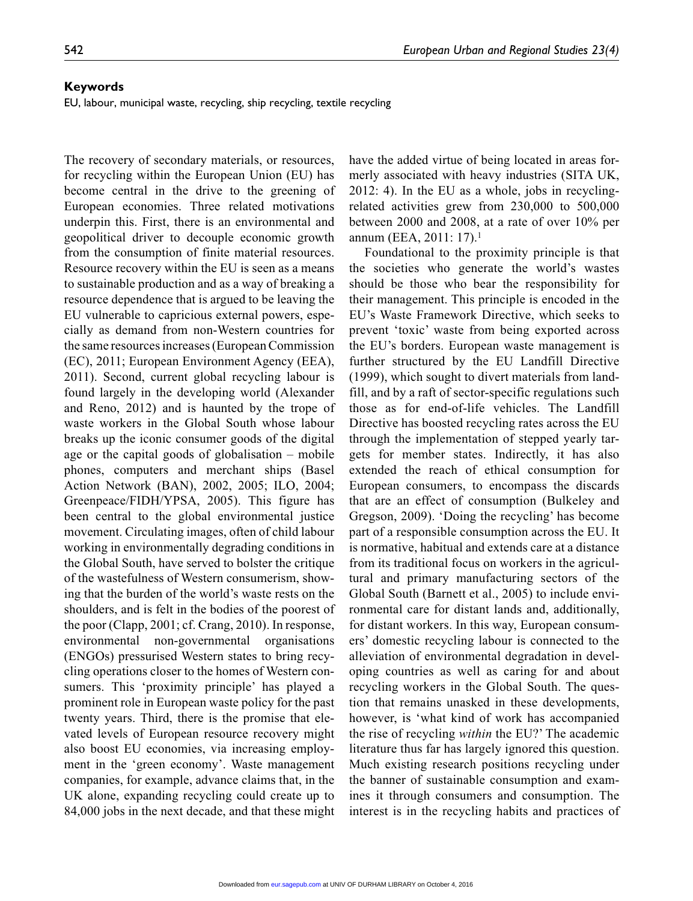**Keywords**

EU, labour, municipal waste, recycling, ship recycling, textile recycling

The recovery of secondary materials, or resources, for recycling within the European Union (EU) has become central in the drive to the greening of European economies. Three related motivations underpin this. First, there is an environmental and geopolitical driver to decouple economic growth from the consumption of finite material resources. Resource recovery within the EU is seen as a means to sustainable production and as a way of breaking a resource dependence that is argued to be leaving the EU vulnerable to capricious external powers, especially as demand from non-Western countries for the same resources increases (European Commission (EC), 2011; European Environment Agency (EEA), 2011). Second, current global recycling labour is found largely in the developing world (Alexander and Reno, 2012) and is haunted by the trope of waste workers in the Global South whose labour breaks up the iconic consumer goods of the digital age or the capital goods of globalisation – mobile phones, computers and merchant ships (Basel Action Network (BAN), 2002, 2005; ILO, 2004; Greenpeace/FIDH/YPSA, 2005). This figure has been central to the global environmental justice movement. Circulating images, often of child labour working in environmentally degrading conditions in the Global South, have served to bolster the critique of the wastefulness of Western consumerism, showing that the burden of the world's waste rests on the shoulders, and is felt in the bodies of the poorest of the poor (Clapp, 2001; cf. Crang, 2010). In response, environmental non-governmental organisations (ENGOs) pressurised Western states to bring recycling operations closer to the homes of Western consumers. This 'proximity principle' has played a prominent role in European waste policy for the past twenty years. Third, there is the promise that elevated levels of European resource recovery might also boost EU economies, via increasing employment in the 'green economy'. Waste management companies, for example, advance claims that, in the UK alone, expanding recycling could create up to 84,000 jobs in the next decade, and that these might have the added virtue of being located in areas formerly associated with heavy industries (SITA UK, 2012: 4). In the EU as a whole, jobs in recycling-related activities grew from 230,000 to 500,000 between 2000 and 2008, at a rate of over 10% per annum (EEA, 2011: 17).[1]

Foundational to the proximity principle is that the societies who generate the world's wastes should be those who bear the responsibility for their management. This principle is encoded in the EU's Waste Framework Directive, which seeks to prevent 'toxic' waste from being exported across the EU's borders. European waste management is further structured by the EU Landfill Directive (1999), which sought to divert materials from landfill, and by a raft of sector-specific regulations such those as for end-of-life vehicles. The Landfill Directive has boosted recycling rates across the EU through the implementation of stepped yearly targets for member states. Indirectly, it has also extended the reach of ethical consumption for European consumers, to encompass the discards that are an effect of consumption (Bulkeley and Gregson, 2009). 'Doing the recycling' has become part of a responsible consumption across the EU. It is normative, habitual and extends care at a distance from its traditional focus on workers in the agricultural and primary manufacturing sectors of the Global South (Barnett et al., 2005) to include environmental care for distant lands and, additionally, for distant workers. In this way, European consumers' domestic recycling labour is connected to the alleviation of environmental degradation in developing countries as well as caring for and about recycling workers in the Global South. The question that remains unasked in these developments, however, is 'what kind of work has accompanied the rise of recycling *within* the EU?' The academic literature thus far has largely ignored this question. Much existing research positions recycling under the banner of sustainable consumption and examines it through consumers and consumption. The interest is in the recycling habits and practices of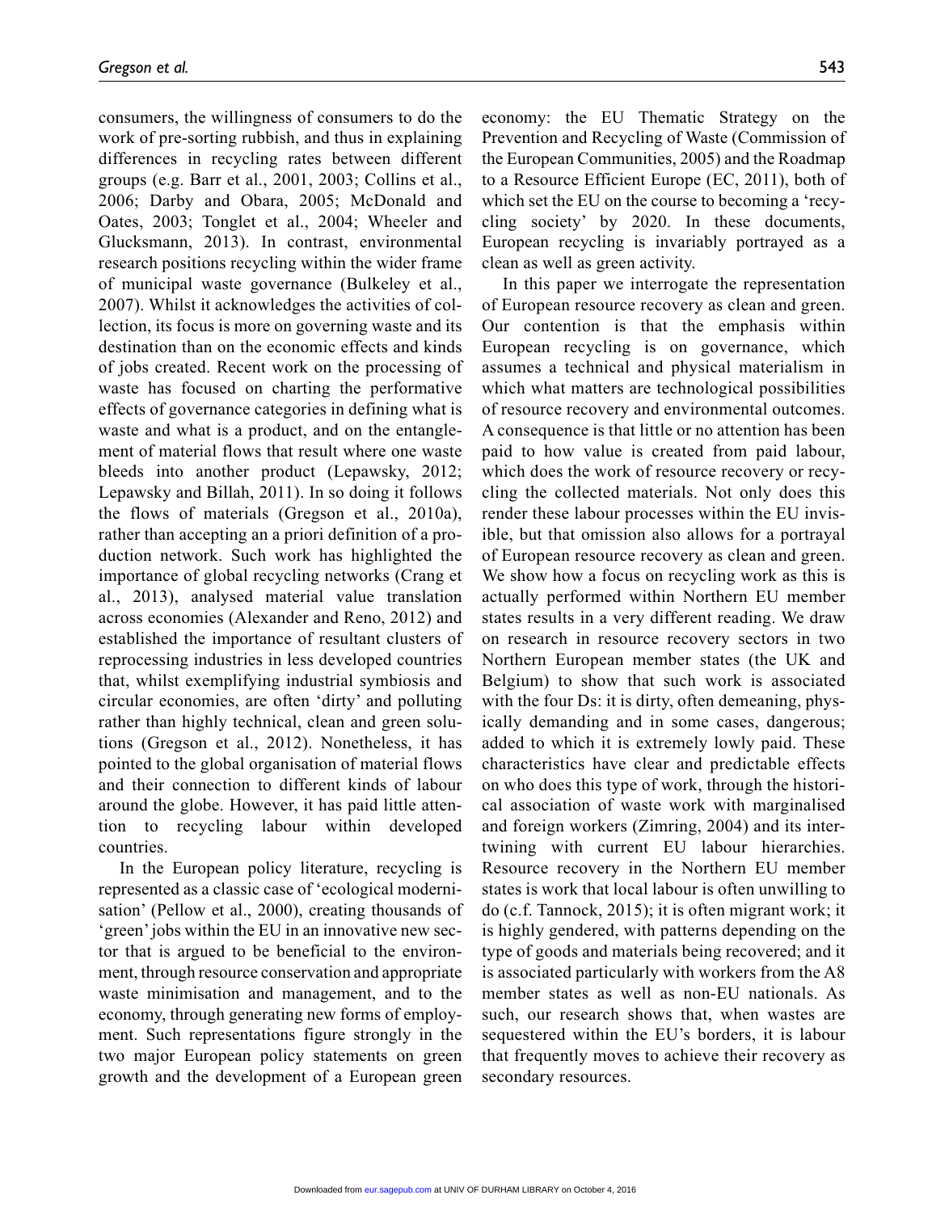consumers, the willingness of consumers to do the work of pre-sorting rubbish, and thus in explaining differences in recycling rates between different groups (e.g. Barr et al., 2001, 2003; Collins et al., 2006; Darby and Obara, 2005; McDonald and Oates, 2003; Tonglet et al., 2004; Wheeler and Glucksmann, 2013). In contrast, environmental research positions recycling within the wider frame of municipal waste governance (Bulkeley et al., 2007). Whilst it acknowledges the activities of collection, its focus is more on governing waste and its destination than on the economic effects and kinds of jobs created. Recent work on the processing of waste has focused on charting the performative effects of governance categories in defining what is waste and what is a product, and on the entanglement of material flows that result where one waste bleeds into another product (Lepawsky, 2012; Lepawsky and Billah, 2011). In so doing it follows the flows of materials (Gregson et al., 2010a), rather than accepting an a priori definition of a production network. Such work has highlighted the importance of global recycling networks (Crang et al., 2013), analysed material value translation across economies (Alexander and Reno, 2012) and established the importance of resultant clusters of reprocessing industries in less developed countries that, whilst exemplifying industrial symbiosis and circular economies, are often 'dirty' and polluting rather than highly technical, clean and green solutions (Gregson et al., 2012). Nonetheless, it has pointed to the global organisation of material flows and their connection to different kinds of labour around the globe. However, it has paid little attention to recycling labour within developed countries.

In the European policy literature, recycling is represented as a classic case of 'ecological modernisation' (Pellow et al., 2000), creating thousands of 'green' jobs within the EU in an innovative new sector that is argued to be beneficial to the environment, through resource conservation and appropriate waste minimisation and management, and to the economy, through generating new forms of employment. Such representations figure strongly in the two major European policy statements on green growth and the development of a European green economy: the EU Thematic Strategy on the Prevention and Recycling of Waste (Commission of the European Communities, 2005) and the Roadmap to a Resource Efficient Europe (EC, 2011), both of which set the EU on the course to becoming a 'recycling society' by 2020. In these documents, European recycling is invariably portrayed as a clean as well as green activity.

In this paper we interrogate the representation of European resource recovery as clean and green. Our contention is that the emphasis within European recycling is on governance, which assumes a technical and physical materialism in which what matters are technological possibilities of resource recovery and environmental outcomes. A consequence is that little or no attention has been paid to how value is created from paid labour, which does the work of resource recovery or recycling the collected materials. Not only does this render these labour processes within the EU invisible, but that omission also allows for a portrayal of European resource recovery as clean and green. We show how a focus on recycling work as this is actually performed within Northern EU member states results in a very different reading. We draw on research in resource recovery sectors in two Northern European member states (the UK and Belgium) to show that such work is associated with the four Ds: it is dirty, often demeaning, physically demanding and in some cases, dangerous; added to which it is extremely lowly paid. These characteristics have clear and predictable effects on who does this type of work, through the historical association of waste work with marginalised and foreign workers (Zimring, 2004) and its intertwining with current EU labour hierarchies. Resource recovery in the Northern EU member states is work that local labour is often unwilling to do (c.f. Tannock, 2015); it is often migrant work; it is highly gendered, with patterns depending on the type of goods and materials being recovered; and it is associated particularly with workers from the A8 member states as well as non-EU nationals. As such, our research shows that, when wastes are sequestered within the EU's borders, it is labour that frequently moves to achieve their recovery as secondary resources.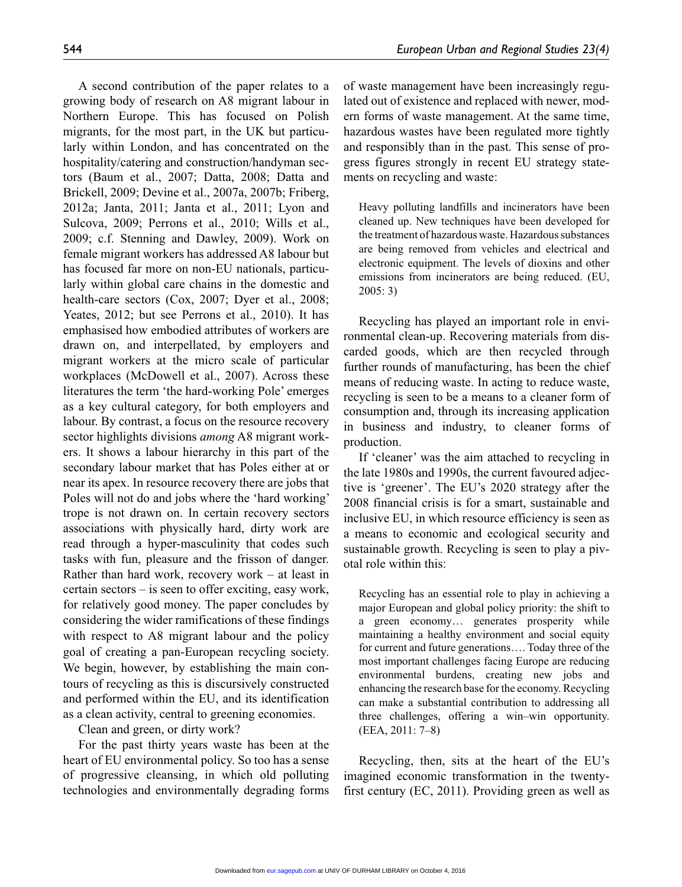A second contribution of the paper relates to a growing body of research on A8 migrant labour in Northern Europe. This has focused on Polish migrants, for the most part, in the UK but particularly within London, and has concentrated on the hospitality/catering and construction/handyman sectors (Baum et al., 2007; Datta, 2008; Datta and Brickell, 2009; Devine et al., 2007a, 2007b; Friberg, 2012a; Janta, 2011; Janta et al., 2011; Lyon and Sulcova, 2009; Perrons et al., 2010; Wills et al., 2009; c.f. Stenning and Dawley, 2009). Work on female migrant workers has addressed A8 labour but has focused far more on non-EU nationals, particularly within global care chains in the domestic and health-care sectors (Cox, 2007; Dyer et al., 2008; Yeates, 2012; but see Perrons et al., 2010). It has emphasised how embodied attributes of workers are drawn on, and interpellated, by employers and migrant workers at the micro scale of particular workplaces (McDowell et al., 2007). Across these literatures the term 'the hard-working Pole' emerges as a key cultural category, for both employers and labour. By contrast, a focus on the resource recovery sector highlights divisions *among* A8 migrant workers. It shows a labour hierarchy in this part of the secondary labour market that has Poles either at or near its apex. In resource recovery there are jobs that Poles will not do and jobs where the 'hard working' trope is not drawn on. In certain recovery sectors associations with physically hard, dirty work are read through a hyper-masculinity that codes such tasks with fun, pleasure and the frisson of danger. Rather than hard work, recovery work – at least in certain sectors – is seen to offer exciting, easy work, for relatively good money. The paper concludes by considering the wider ramifications of these findings with respect to A8 migrant labour and the policy goal of creating a pan-European recycling society. We begin, however, by establishing the main contours of recycling as this is discursively constructed and performed within the EU, and its identification as a clean activity, central to greening economies.

## Clean and green, or dirty work?

For the past thirty years waste has been at the heart of EU environmental policy. So too has a sense of progressive cleansing, in which old polluting technologies and environmentally degrading forms of waste management have been increasingly regulated out of existence and replaced with newer, modern forms of waste management. At the same time, hazardous wastes have been regulated more tightly and responsibly than in the past. This sense of progress figures strongly in recent EU strategy statements on recycling and waste:

> Heavy polluting landfills and incinerators have been cleaned up. New techniques have been developed for the treatment of hazardous waste. Hazardous substances are being removed from vehicles and electrical and electronic equipment. The levels of dioxins and other emissions from incinerators are being reduced. (EU, 2005: 3)

Recycling has played an important role in environmental clean-up. Recovering materials from discarded goods, which are then recycled through further rounds of manufacturing, has been the chief means of reducing waste. In acting to reduce waste, recycling is seen to be a means to a cleaner form of consumption and, through its increasing application in business and industry, to cleaner forms of production.

If 'cleaner' was the aim attached to recycling in the late 1980s and 1990s, the current favoured adjective is 'greener'. The EU's 2020 strategy after the 2008 financial crisis is for a smart, sustainable and inclusive EU, in which resource efficiency is seen as a means to economic and ecological security and sustainable growth. Recycling is seen to play a pivotal role within this:

> Recycling has an essential role to play in achieving a major European and global policy priority: the shift to a green economy… generates prosperity while maintaining a healthy environment and social equity for current and future generations…. Today three of the most important challenges facing Europe are reducing environmental burdens, creating new jobs and enhancing the research base for the economy. Recycling can make a substantial contribution to addressing all three challenges, offering a win–win opportunity. (EEA, 2011: 7–8)

Recycling, then, sits at the heart of the EU's imagined economic transformation in the twenty-first century (EC, 2011). Providing green as well as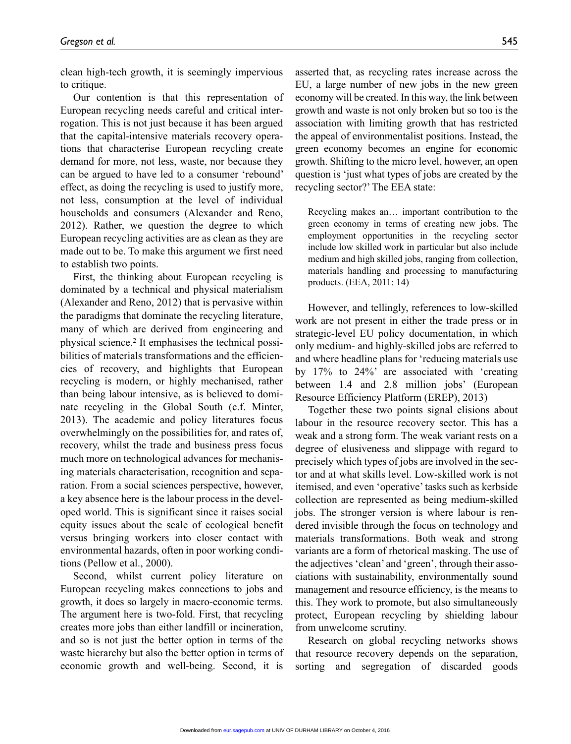clean high-tech growth, it is seemingly impervious to critique.

Our contention is that this representation of European recycling needs careful and critical interrogation. This is not just because it has been argued that the capital-intensive materials recovery operations that characterise European recycling create demand for more, not less, waste, nor because they can be argued to have led to a consumer 'rebound' effect, as doing the recycling is used to justify more, not less, consumption at the level of individual households and consumers (Alexander and Reno, 2012). Rather, we question the degree to which European recycling activities are as clean as they are made out to be. To make this argument we first need to establish two points.

First, the thinking about European recycling is dominated by a technical and physical materialism (Alexander and Reno, 2012) that is pervasive within the paradigms that dominate the recycling literature, many of which are derived from engineering and physical science.[2] It emphasises the technical possibilities of materials transformations and the efficiencies of recovery, and highlights that European recycling is modern, or highly mechanised, rather than being labour intensive, as is believed to dominate recycling in the Global South (c.f. Minter, 2013). The academic and policy literatures focus overwhelmingly on the possibilities for, and rates of, recovery, whilst the trade and business press focus much more on technological advances for mechanising materials characterisation, recognition and separation. From a social sciences perspective, however, a key absence here is the labour process in the developed world. This is significant since it raises social equity issues about the scale of ecological benefit versus bringing workers into closer contact with environmental hazards, often in poor working conditions (Pellow et al., 2000).

Second, whilst current policy literature on European recycling makes connections to jobs and growth, it does so largely in macro-economic terms. The argument here is two-fold. First, that recycling creates more jobs than either landfill or incineration, and so is not just the better option in terms of the waste hierarchy but also the better option in terms of economic growth and well-being. Second, it is asserted that, as recycling rates increase across the EU, a large number of new jobs in the new green economy will be created. In this way, the link between growth and waste is not only broken but so too is the association with limiting growth that has restricted the appeal of environmentalist positions. Instead, the green economy becomes an engine for economic growth. Shifting to the micro level, however, an open question is 'just what types of jobs are created by the recycling sector?' The EEA state:

> Recycling makes an… important contribution to the green economy in terms of creating new jobs. The employment opportunities in the recycling sector include low skilled work in particular but also include medium and high skilled jobs, ranging from collection, materials handling and processing to manufacturing products. (EEA, 2011: 14)

However, and tellingly, references to low-skilled work are not present in either the trade press or in strategic-level EU policy documentation, in which only medium- and highly-skilled jobs are referred to and where headline plans for 'reducing materials use by 17% to 24%' are associated with 'creating between 1.4 and 2.8 million jobs' (European Resource Efficiency Platform (EREP), 2013)

Together these two points signal elisions about labour in the resource recovery sector. This has a weak and a strong form. The weak variant rests on a degree of elusiveness and slippage with regard to precisely which types of jobs are involved in the sector and at what skills level. Low-skilled work is not itemised, and even 'operative' tasks such as kerbside collection are represented as being medium-skilled jobs. The stronger version is where labour is rendered invisible through the focus on technology and materials transformations. Both weak and strong variants are a form of rhetorical masking. The use of the adjectives 'clean' and 'green', through their associations with sustainability, environmentally sound management and resource efficiency, is the means to this. They work to promote, but also simultaneously protect, European recycling by shielding labour from unwelcome scrutiny.

Research on global recycling networks shows that resource recovery depends on the separation, sorting and segregation of discarded goods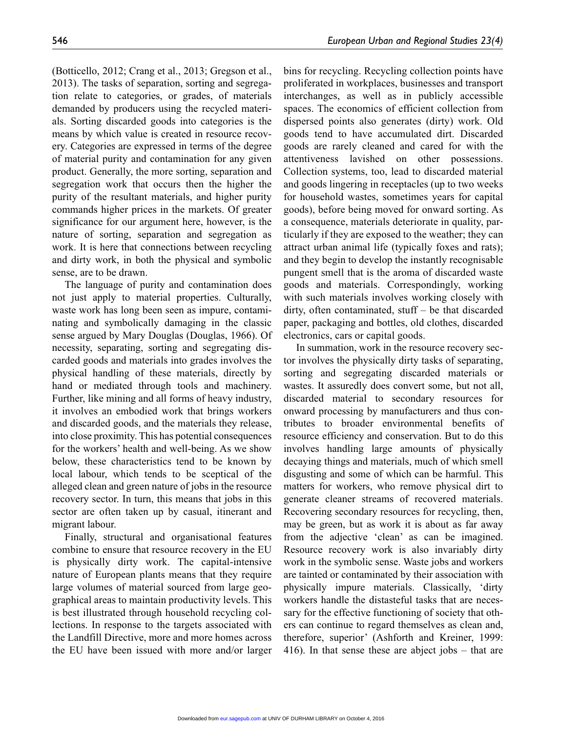(Botticello, 2012; Crang et al., 2013; Gregson et al., 2013). The tasks of separation, sorting and segregation relate to categories, or grades, of materials demanded by producers using the recycled materials. Sorting discarded goods into categories is the means by which value is created in resource recovery. Categories are expressed in terms of the degree of material purity and contamination for any given product. Generally, the more sorting, separation and segregation work that occurs then the higher the purity of the resultant materials, and higher purity commands higher prices in the markets. Of greater significance for our argument here, however, is the nature of sorting, separation and segregation as work. It is here that connections between recycling and dirty work, in both the physical and symbolic sense, are to be drawn.

The language of purity and contamination does not just apply to material properties. Culturally, waste work has long been seen as impure, contaminating and symbolically damaging in the classic sense argued by Mary Douglas (Douglas, 1966). Of necessity, separating, sorting and segregating discarded goods and materials into grades involves the physical handling of these materials, directly by hand or mediated through tools and machinery. Further, like mining and all forms of heavy industry, it involves an embodied work that brings workers and discarded goods, and the materials they release, into close proximity. This has potential consequences for the workers' health and well-being. As we show below, these characteristics tend to be known by local labour, which tends to be sceptical of the alleged clean and green nature of jobs in the resource recovery sector. In turn, this means that jobs in this sector are often taken up by casual, itinerant and migrant labour.

Finally, structural and organisational features combine to ensure that resource recovery in the EU is physically dirty work. The capital-intensive nature of European plants means that they require large volumes of material sourced from large geographical areas to maintain productivity levels. This is best illustrated through household recycling collections. In response to the targets associated with the Landfill Directive, more and more homes across the EU have been issued with more and/or larger bins for recycling. Recycling collection points have proliferated in workplaces, businesses and transport interchanges, as well as in publicly accessible spaces. The economics of efficient collection from dispersed points also generates (dirty) work. Old goods tend to have accumulated dirt. Discarded goods are rarely cleaned and cared for with the attentiveness lavished on other possessions. Collection systems, too, lead to discarded material and goods lingering in receptacles (up to two weeks for household wastes, sometimes years for capital goods), before being moved for onward sorting. As a consequence, materials deteriorate in quality, particularly if they are exposed to the weather; they can attract urban animal life (typically foxes and rats); and they begin to develop the instantly recognisable pungent smell that is the aroma of discarded waste goods and materials. Correspondingly, working with such materials involves working closely with dirty, often contaminated, stuff – be that discarded paper, packaging and bottles, old clothes, discarded electronics, cars or capital goods.

In summation, work in the resource recovery sector involves the physically dirty tasks of separating, sorting and segregating discarded materials or wastes. It assuredly does convert some, but not all, discarded material to secondary resources for onward processing by manufacturers and thus contributes to broader environmental benefits of resource efficiency and conservation. But to do this involves handling large amounts of physically decaying things and materials, much of which smell disgusting and some of which can be harmful. This matters for workers, who remove physical dirt to generate cleaner streams of recovered materials. Recovering secondary resources for recycling, then, may be green, but as work it is about as far away from the adjective 'clean' as can be imagined. Resource recovery work is also invariably dirty work in the symbolic sense. Waste jobs and workers are tainted or contaminated by their association with physically impure materials. Classically, 'dirty workers handle the distasteful tasks that are necessary for the effective functioning of society that others can continue to regard themselves as clean and, therefore, superior' (Ashforth and Kreiner, 1999: 416). In that sense these are abject jobs – that are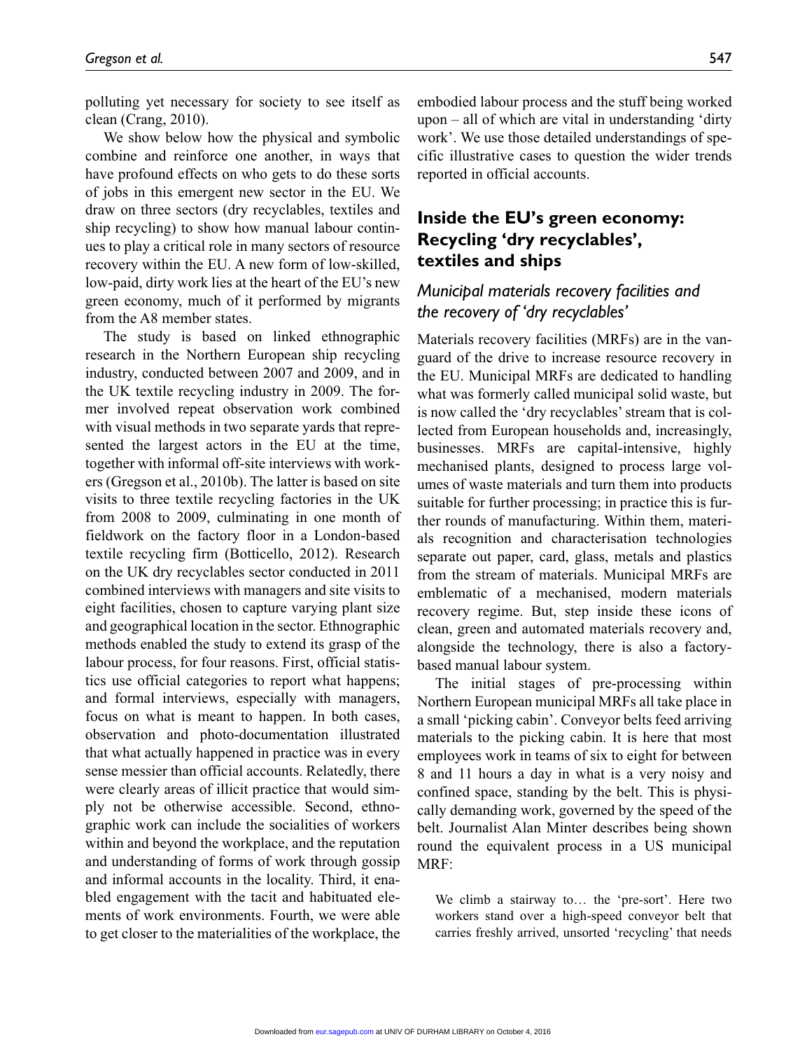polluting yet necessary for society to see itself as clean (Crang, 2010).

We show below how the physical and symbolic combine and reinforce one another, in ways that have profound effects on who gets to do these sorts of jobs in this emergent new sector in the EU. We draw on three sectors (dry recyclables, textiles and ship recycling) to show how manual labour continues to play a critical role in many sectors of resource recovery within the EU. A new form of low-skilled, low-paid, dirty work lies at the heart of the EU's new green economy, much of it performed by migrants from the A8 member states.

The study is based on linked ethnographic research in the Northern European ship recycling industry, conducted between 2007 and 2009, and in the UK textile recycling industry in 2009. The former involved repeat observation work combined with visual methods in two separate yards that represented the largest actors in the EU at the time, together with informal off-site interviews with workers (Gregson et al., 2010b). The latter is based on site visits to three textile recycling factories in the UK from 2008 to 2009, culminating in one month of fieldwork on the factory floor in a London-based textile recycling firm (Botticello, 2012). Research on the UK dry recyclables sector conducted in 2011 combined interviews with managers and site visits to eight facilities, chosen to capture varying plant size and geographical location in the sector. Ethnographic methods enabled the study to extend its grasp of the labour process, for four reasons. First, official statistics use official categories to report what happens; and formal interviews, especially with managers, focus on what is meant to happen. In both cases, observation and photo-documentation illustrated that what actually happened in practice was in every sense messier than official accounts. Relatedly, there were clearly areas of illicit practice that would simply not be otherwise accessible. Second, ethnographic work can include the socialities of workers within and beyond the workplace, and the reputation and understanding of forms of work through gossip and informal accounts in the locality. Third, it enabled engagement with the tacit and habituated elements of work environments. Fourth, we were able to get closer to the materialities of the workplace, the embodied labour process and the stuff being worked upon – all of which are vital in understanding 'dirty work'. We use those detailed understandings of specific illustrative cases to question the wider trends reported in official accounts.

## Inside the EU's green economy: Recycling 'dry recyclables', textiles and ships

### *Municipal materials recovery facilities and the recovery of 'dry recyclables'*

Materials recovery facilities (MRFs) are in the vanguard of the drive to increase resource recovery in the EU. Municipal MRFs are dedicated to handling what was formerly called municipal solid waste, but is now called the 'dry recyclables' stream that is collected from European households and, increasingly, businesses. MRFs are capital-intensive, highly mechanised plants, designed to process large volumes of waste materials and turn them into products suitable for further processing; in practice this is further rounds of manufacturing. Within them, materials recognition and characterisation technologies separate out paper, card, glass, metals and plastics from the stream of materials. Municipal MRFs are emblematic of a mechanised, modern materials recovery regime. But, step inside these icons of clean, green and automated materials recovery and, alongside the technology, there is also a factory-based manual labour system.

The initial stages of pre-processing within Northern European municipal MRFs all take place in a small 'picking cabin'. Conveyor belts feed arriving materials to the picking cabin. It is here that most employees work in teams of six to eight for between 8 and 11 hours a day in what is a very noisy and confined space, standing by the belt. This is physically demanding work, governed by the speed of the belt. Journalist Alan Minter describes being shown round the equivalent process in a US municipal MRF:

> We climb a stairway to… the 'pre-sort'. Here two workers stand over a high-speed conveyor belt that carries freshly arrived, unsorted 'recycling' that needs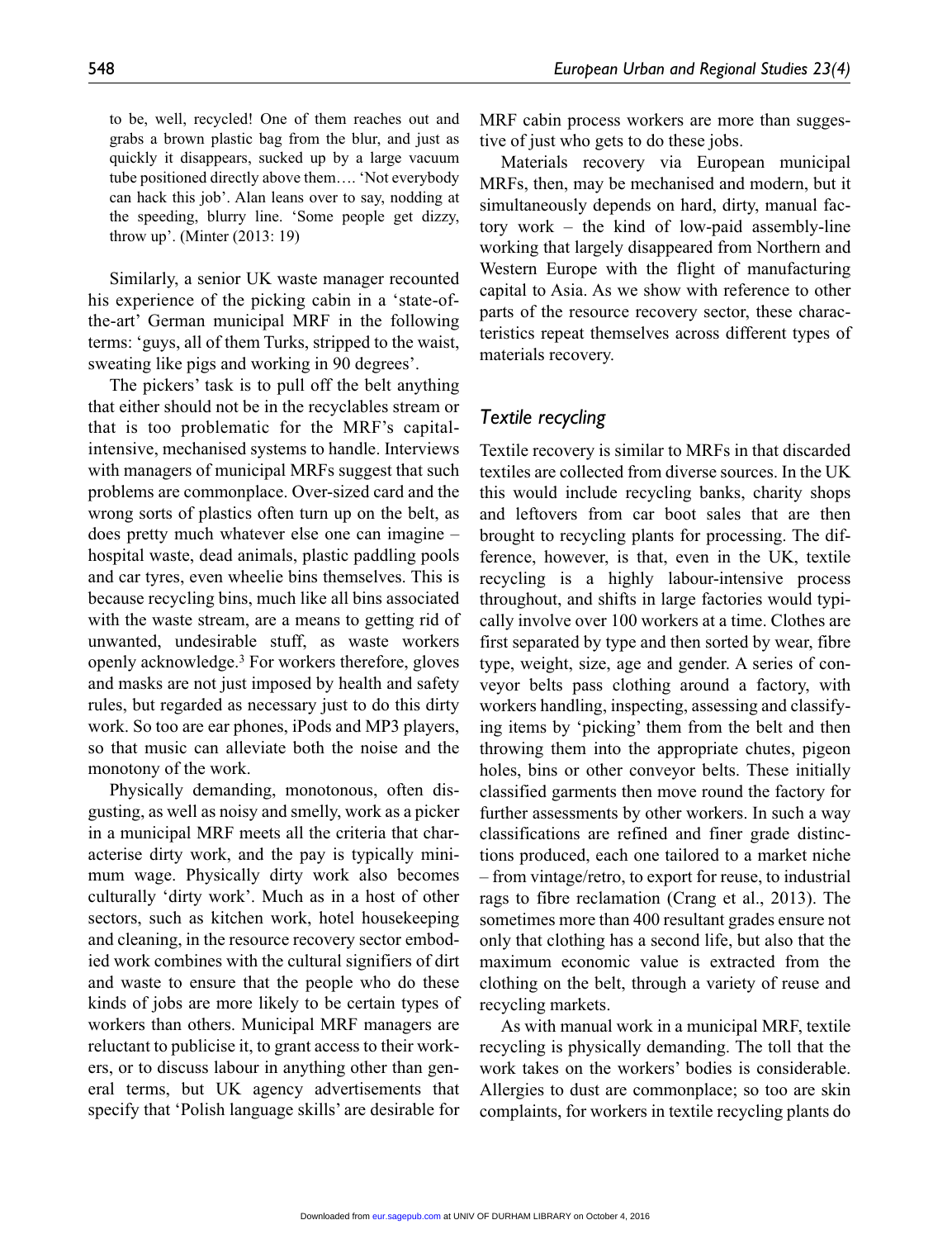to be, well, recycled! One of them reaches out and grabs a brown plastic bag from the blur, and just as quickly it disappears, sucked up by a large vacuum tube positioned directly above them…. 'Not everybody can hack this job'. Alan leans over to say, nodding at the speeding, blurry line. 'Some people get dizzy, throw up'. (Minter (2013: 19)

Similarly, a senior UK waste manager recounted his experience of the picking cabin in a 'state-of-the-art' German municipal MRF in the following terms: 'guys, all of them Turks, stripped to the waist, sweating like pigs and working in 90 degrees'.

The pickers' task is to pull off the belt anything that either should not be in the recyclables stream or that is too problematic for the MRF's capital-intensive, mechanised systems to handle. Interviews with managers of municipal MRFs suggest that such problems are commonplace. Over-sized card and the wrong sorts of plastics often turn up on the belt, as does pretty much whatever else one can imagine – hospital waste, dead animals, plastic paddling pools and car tyres, even wheelie bins themselves. This is because recycling bins, much like all bins associated with the waste stream, are a means to getting rid of unwanted, undesirable stuff, as waste workers openly acknowledge.[3] For workers therefore, gloves and masks are not just imposed by health and safety rules, but regarded as necessary just to do this dirty work. So too are ear phones, iPods and MP3 players, so that music can alleviate both the noise and the monotony of the work.

Physically demanding, monotonous, often disgusting, as well as noisy and smelly, work as a picker in a municipal MRF meets all the criteria that characterise dirty work, and the pay is typically minimum wage. Physically dirty work also becomes culturally 'dirty work'. Much as in a host of other sectors, such as kitchen work, hotel housekeeping and cleaning, in the resource recovery sector embodied work combines with the cultural signifiers of dirt and waste to ensure that the people who do these kinds of jobs are more likely to be certain types of workers than others. Municipal MRF managers are reluctant to publicise it, to grant access to their workers, or to discuss labour in anything other than general terms, but UK agency advertisements that specify that 'Polish language skills' are desirable for MRF cabin process workers are more than suggestive of just who gets to do these jobs.

Materials recovery via European municipal MRFs, then, may be mechanised and modern, but it simultaneously depends on hard, dirty, manual factory work – the kind of low-paid assembly-line working that largely disappeared from Northern and Western Europe with the flight of manufacturing capital to Asia. As we show with reference to other parts of the resource recovery sector, these characteristics repeat themselves across different types of materials recovery.

## *Textile recycling*

Textile recovery is similar to MRFs in that discarded textiles are collected from diverse sources. In the UK this would include recycling banks, charity shops and leftovers from car boot sales that are then brought to recycling plants for processing. The difference, however, is that, even in the UK, textile recycling is a highly labour-intensive process throughout, and shifts in large factories would typically involve over 100 workers at a time. Clothes are first separated by type and then sorted by wear, fibre type, weight, size, age and gender. A series of conveyor belts pass clothing around a factory, with workers handling, inspecting, assessing and classifying items by 'picking' them from the belt and then throwing them into the appropriate chutes, pigeon holes, bins or other conveyor belts. These initially classified garments then move round the factory for further assessments by other workers. In such a way classifications are refined and finer grade distinctions produced, each one tailored to a market niche – from vintage/retro, to export for reuse, to industrial rags to fibre reclamation (Crang et al., 2013). The sometimes more than 400 resultant grades ensure not only that clothing has a second life, but also that the maximum economic value is extracted from the clothing on the belt, through a variety of reuse and recycling markets.

As with manual work in a municipal MRF, textile recycling is physically demanding. The toll that the work takes on the workers' bodies is considerable. Allergies to dust are commonplace; so too are skin complaints, for workers in textile recycling plants do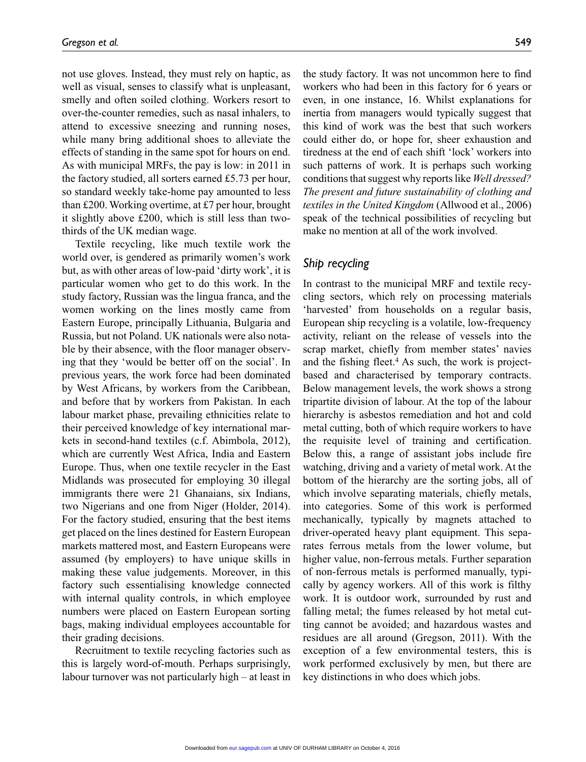not use gloves. Instead, they must rely on haptic, as well as visual, senses to classify what is unpleasant, smelly and often soiled clothing. Workers resort to over-the-counter remedies, such as nasal inhalers, to attend to excessive sneezing and running noses, while many bring additional shoes to alleviate the effects of standing in the same spot for hours on end. As with municipal MRFs, the pay is low: in 2011 in the factory studied, all sorters earned £5.73 per hour, so standard weekly take-home pay amounted to less than £200. Working overtime, at £7 per hour, brought it slightly above £200, which is still less than two-thirds of the UK median wage.

Textile recycling, like much textile work the world over, is gendered as primarily women's work but, as with other areas of low-paid 'dirty work', it is particular women who get to do this work. In the study factory, Russian was the lingua franca, and the women working on the lines mostly came from Eastern Europe, principally Lithuania, Bulgaria and Russia, but not Poland. UK nationals were also notable by their absence, with the floor manager observing that they 'would be better off on the social'. In previous years, the work force had been dominated by West Africans, by workers from the Caribbean, and before that by workers from Pakistan. In each labour market phase, prevailing ethnicities relate to their perceived knowledge of key international markets in second-hand textiles (c.f. Abimbola, 2012), which are currently West Africa, India and Eastern Europe. Thus, when one textile recycler in the East Midlands was prosecuted for employing 30 illegal immigrants there were 21 Ghanaians, six Indians, two Nigerians and one from Niger (Holder, 2014). For the factory studied, ensuring that the best items get placed on the lines destined for Eastern European markets mattered most, and Eastern Europeans were assumed (by employers) to have unique skills in making these value judgements. Moreover, in this factory such essentialising knowledge connected with internal quality controls, in which employee numbers were placed on Eastern European sorting bags, making individual employees accountable for their grading decisions.

Recruitment to textile recycling factories such as this is largely word-of-mouth. Perhaps surprisingly, labour turnover was not particularly high – at least in the study factory. It was not uncommon here to find workers who had been in this factory for 6 years or even, in one instance, 16. Whilst explanations for inertia from managers would typically suggest that this kind of work was the best that such workers could either do, or hope for, sheer exhaustion and tiredness at the end of each shift 'lock' workers into such patterns of work. It is perhaps such working conditions that suggest why reports like *Well dressed? The present and future sustainability of clothing and textiles in the United Kingdom* (Allwood et al., 2006) speak of the technical possibilities of recycling but make no mention at all of the work involved.

## Ship recycling

In contrast to the municipal MRF and textile recycling sectors, which rely on processing materials 'harvested' from households on a regular basis, European ship recycling is a volatile, low-frequency activity, reliant on the release of vessels into the scrap market, chiefly from member states' navies and the fishing fleet.[4] As such, the work is project-based and characterised by temporary contracts. Below management levels, the work shows a strong tripartite division of labour. At the top of the labour hierarchy is asbestos remediation and hot and cold metal cutting, both of which require workers to have the requisite level of training and certification. Below this, a range of assistant jobs include fire watching, driving and a variety of metal work. At the bottom of the hierarchy are the sorting jobs, all of which involve separating materials, chiefly metals, into categories. Some of this work is performed mechanically, typically by magnets attached to driver-operated heavy plant equipment. This separates ferrous metals from the lower volume, but higher value, non-ferrous metals. Further separation of non-ferrous metals is performed manually, typically by agency workers. All of this work is filthy work. It is outdoor work, surrounded by rust and falling metal; the fumes released by hot metal cutting cannot be avoided; and hazardous wastes and residues are all around (Gregson, 2011). With the exception of a few environmental testers, this is work performed exclusively by men, but there are key distinctions in who does which jobs.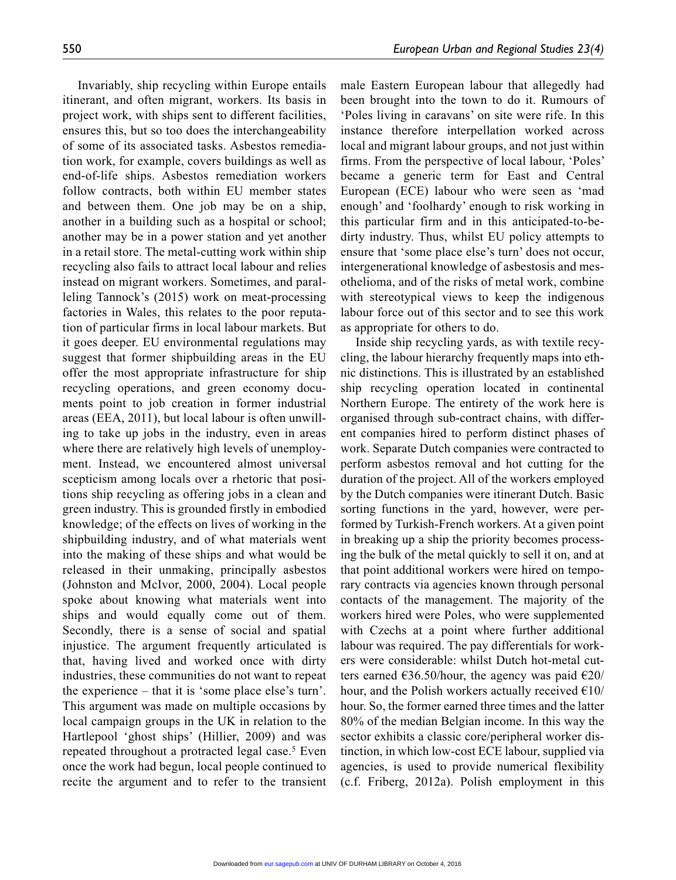Invariably, ship recycling within Europe entails itinerant, and often migrant, workers. Its basis in project work, with ships sent to different facilities, ensures this, but so too does the interchangeability of some of its associated tasks. Asbestos remediation work, for example, covers buildings as well as end-of-life ships. Asbestos remediation workers follow contracts, both within EU member states and between them. One job may be on a ship, another in a building such as a hospital or school; another may be in a power station and yet another in a retail store. The metal-cutting work within ship recycling also fails to attract local labour and relies instead on migrant workers. Sometimes, and paralleling Tannock's (2015) work on meat-processing factories in Wales, this relates to the poor reputation of particular firms in local labour markets. But it goes deeper. EU environmental regulations may suggest that former shipbuilding areas in the EU offer the most appropriate infrastructure for ship recycling operations, and green economy documents point to job creation in former industrial areas (EEA, 2011), but local labour is often unwilling to take up jobs in the industry, even in areas where there are relatively high levels of unemployment. Instead, we encountered almost universal scepticism among locals over a rhetoric that positions ship recycling as offering jobs in a clean and green industry. This is grounded firstly in embodied knowledge; of the effects on lives of working in the shipbuilding industry, and of what materials went into the making of these ships and what would be released in their unmaking, principally asbestos (Johnston and McIvor, 2000, 2004). Local people spoke about knowing what materials went into ships and would equally come out of them. Secondly, there is a sense of social and spatial injustice. The argument frequently articulated is that, having lived and worked once with dirty industries, these communities do not want to repeat the experience – that it is 'some place else's turn'. This argument was made on multiple occasions by local campaign groups in the UK in relation to the Hartlepool 'ghost ships' (Hillier, 2009) and was repeated throughout a protracted legal case.[5] Even once the work had begun, local people continued to recite the argument and to refer to the transient male Eastern European labour that allegedly had been brought into the town to do it. Rumours of 'Poles living in caravans' on site were rife. In this instance therefore interpellation worked across local and migrant labour groups, and not just within firms. From the perspective of local labour, 'Poles' became a generic term for East and Central European (ECE) labour who were seen as 'mad enough' and 'foolhardy' enough to risk working in this particular firm and in this anticipated-to-be-dirty industry. Thus, whilst EU policy attempts to ensure that 'some place else's turn' does not occur, intergenerational knowledge of asbestosis and mesothelioma, and of the risks of metal work, combine with stereotypical views to keep the indigenous labour force out of this sector and to see this work as appropriate for others to do.

Inside ship recycling yards, as with textile recycling, the labour hierarchy frequently maps into ethnic distinctions. This is illustrated by an established ship recycling operation located in continental Northern Europe. The entirety of the work here is organised through sub-contract chains, with different companies hired to perform distinct phases of work. Separate Dutch companies were contracted to perform asbestos removal and hot cutting for the duration of the project. All of the workers employed by the Dutch companies were itinerant Dutch. Basic sorting functions in the yard, however, were performed by Turkish-French workers. At a given point in breaking up a ship the priority becomes processing the bulk of the metal quickly to sell it on, and at that point additional workers were hired on temporary contracts via agencies known through personal contacts of the management. The majority of the workers hired were Poles, who were supplemented with Czechs at a point where further additional labour was required. The pay differentials for workers were considerable: whilst Dutch hot-metal cutters earned €36.50/hour, the agency was paid €20/hour, and the Polish workers actually received €10/hour. So, the former earned three times and the latter 80% of the median Belgian income. In this way the sector exhibits a classic core/peripheral worker distinction, in which low-cost ECE labour, supplied via agencies, is used to provide numerical flexibility (c.f. Friberg, 2012a). Polish employment in this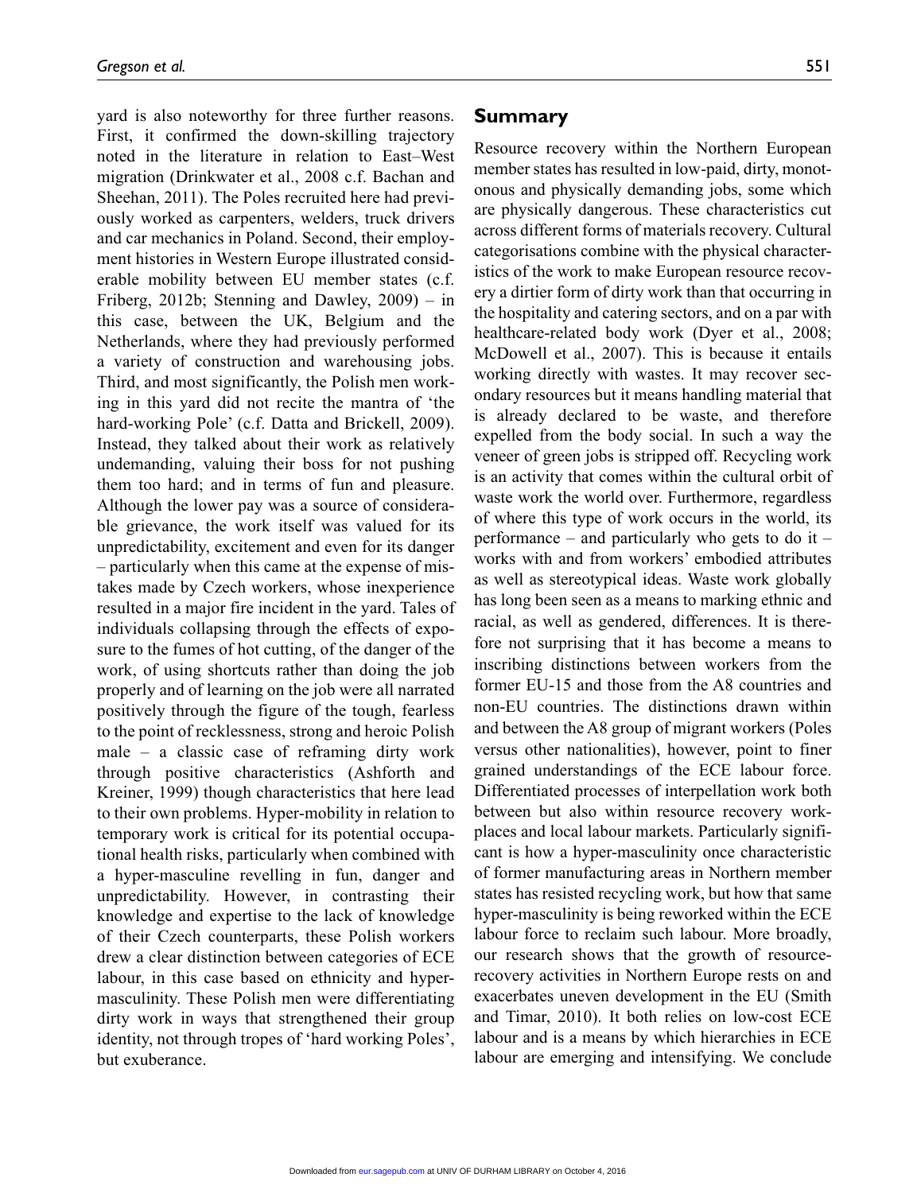yard is also noteworthy for three further reasons. First, it confirmed the down-skilling trajectory noted in the literature in relation to East–West migration (Drinkwater et al., 2008 c.f. Bachan and Sheehan, 2011). The Poles recruited here had previously worked as carpenters, welders, truck drivers and car mechanics in Poland. Second, their employment histories in Western Europe illustrated considerable mobility between EU member states (c.f. Friberg, 2012b; Stenning and Dawley, 2009) – in this case, between the UK, Belgium and the Netherlands, where they had previously performed a variety of construction and warehousing jobs. Third, and most significantly, the Polish men working in this yard did not recite the mantra of 'the hard-working Pole' (c.f. Datta and Brickell, 2009). Instead, they talked about their work as relatively undemanding, valuing their boss for not pushing them too hard; and in terms of fun and pleasure. Although the lower pay was a source of considerable grievance, the work itself was valued for its unpredictability, excitement and even for its danger – particularly when this came at the expense of mistakes made by Czech workers, whose inexperience resulted in a major fire incident in the yard. Tales of individuals collapsing through the effects of exposure to the fumes of hot cutting, of the danger of the work, of using shortcuts rather than doing the job properly and of learning on the job were all narrated positively through the figure of the tough, fearless to the point of recklessness, strong and heroic Polish male – a classic case of reframing dirty work through positive characteristics (Ashforth and Kreiner, 1999) though characteristics that here lead to their own problems. Hyper-mobility in relation to temporary work is critical for its potential occupational health risks, particularly when combined with a hyper-masculine revelling in fun, danger and unpredictability. However, in contrasting their knowledge and expertise to the lack of knowledge of their Czech counterparts, these Polish workers drew a clear distinction between categories of ECE labour, in this case based on ethnicity and hyper-masculinity. These Polish men were differentiating dirty work in ways that strengthened their group identity, not through tropes of 'hard working Poles', but exuberance.

## Summary

Resource recovery within the Northern European member states has resulted in low-paid, dirty, monotonous and physically demanding jobs, some which are physically dangerous. These characteristics cut across different forms of materials recovery. Cultural categorisations combine with the physical characteristics of the work to make European resource recovery a dirtier form of dirty work than that occurring in the hospitality and catering sectors, and on a par with healthcare-related body work (Dyer et al., 2008; McDowell et al., 2007). This is because it entails working directly with wastes. It may recover secondary resources but it means handling material that is already declared to be waste, and therefore expelled from the body social. In such a way the veneer of green jobs is stripped off. Recycling work is an activity that comes within the cultural orbit of waste work the world over. Furthermore, regardless of where this type of work occurs in the world, its performance – and particularly who gets to do it – works with and from workers' embodied attributes as well as stereotypical ideas. Waste work globally has long been seen as a means to marking ethnic and racial, as well as gendered, differences. It is therefore not surprising that it has become a means to inscribing distinctions between workers from the former EU-15 and those from the A8 countries and non-EU countries. The distinctions drawn within and between the A8 group of migrant workers (Poles versus other nationalities), however, point to finer grained understandings of the ECE labour force. Differentiated processes of interpellation work both between but also within resource recovery workplaces and local labour markets. Particularly significant is how a hyper-masculinity once characteristic of former manufacturing areas in Northern member states has resisted recycling work, but how that same hyper-masculinity is being reworked within the ECE labour force to reclaim such labour. More broadly, our research shows that the growth of resource-recovery activities in Northern Europe rests on and exacerbates uneven development in the EU (Smith and Timar, 2010). It both relies on low-cost ECE labour and is a means by which hierarchies in ECE labour are emerging and intensifying. We conclude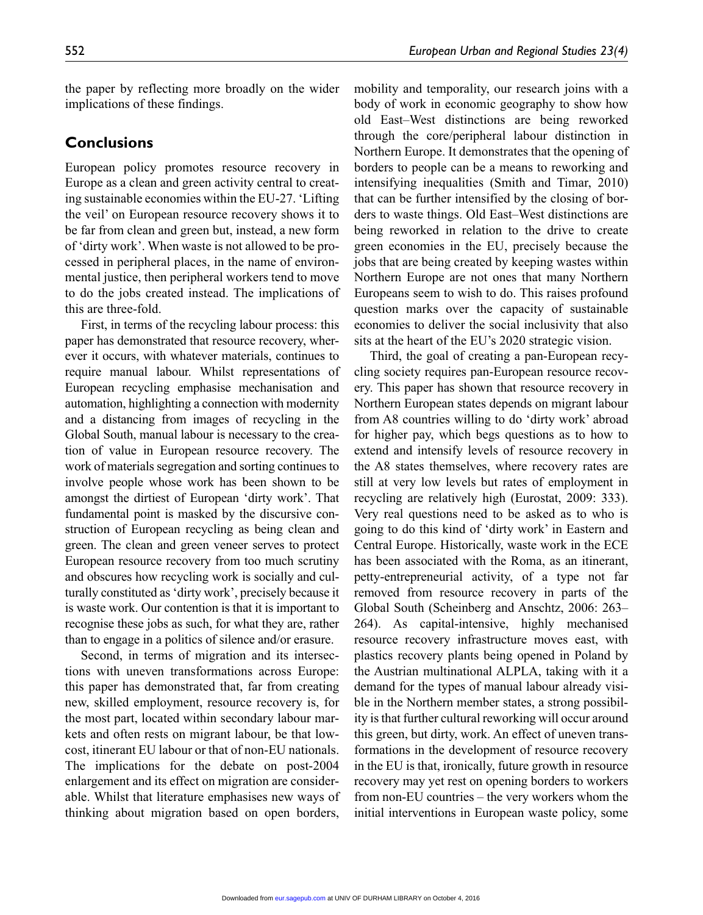the paper by reflecting more broadly on the wider implications of these findings.

## Conclusions

European policy promotes resource recovery in Europe as a clean and green activity central to creating sustainable economies within the EU-27. 'Lifting the veil' on European resource recovery shows it to be far from clean and green but, instead, a new form of 'dirty work'. When waste is not allowed to be processed in peripheral places, in the name of environmental justice, then peripheral workers tend to move to do the jobs created instead. The implications of this are three-fold.

First, in terms of the recycling labour process: this paper has demonstrated that resource recovery, wherever it occurs, with whatever materials, continues to require manual labour. Whilst representations of European recycling emphasise mechanisation and automation, highlighting a connection with modernity and a distancing from images of recycling in the Global South, manual labour is necessary to the creation of value in European resource recovery. The work of materials segregation and sorting continues to involve people whose work has been shown to be amongst the dirtiest of European 'dirty work'. That fundamental point is masked by the discursive construction of European recycling as being clean and green. The clean and green veneer serves to protect European resource recovery from too much scrutiny and obscures how recycling work is socially and culturally constituted as 'dirty work', precisely because it is waste work. Our contention is that it is important to recognise these jobs as such, for what they are, rather than to engage in a politics of silence and/or erasure.

Second, in terms of migration and its intersections with uneven transformations across Europe: this paper has demonstrated that, far from creating new, skilled employment, resource recovery is, for the most part, located within secondary labour markets and often rests on migrant labour, be that low-cost, itinerant EU labour or that of non-EU nationals. The implications for the debate on post-2004 enlargement and its effect on migration are considerable. Whilst that literature emphasises new ways of thinking about migration based on open borders, mobility and temporality, our research joins with a body of work in economic geography to show how old East–West distinctions are being reworked through the core/peripheral labour distinction in Northern Europe. It demonstrates that the opening of borders to people can be a means to reworking and intensifying inequalities (Smith and Timar, 2010) that can be further intensified by the closing of borders to waste things. Old East–West distinctions are being reworked in relation to the drive to create green economies in the EU, precisely because the jobs that are being created by keeping wastes within Northern Europe are not ones that many Northern Europeans seem to wish to do. This raises profound question marks over the capacity of sustainable economies to deliver the social inclusivity that also sits at the heart of the EU's 2020 strategic vision.

Third, the goal of creating a pan-European recycling society requires pan-European resource recovery. This paper has shown that resource recovery in Northern European states depends on migrant labour from A8 countries willing to do 'dirty work' abroad for higher pay, which begs questions as to how to extend and intensify levels of resource recovery in the A8 states themselves, where recovery rates are still at very low levels but rates of employment in recycling are relatively high (Eurostat, 2009: 333). Very real questions need to be asked as to who is going to do this kind of 'dirty work' in Eastern and Central Europe. Historically, waste work in the ECE has been associated with the Roma, as an itinerant, petty-entrepreneurial activity, of a type not far removed from resource recovery in parts of the Global South (Scheinberg and Anschtz, 2006: 263–264). As capital-intensive, highly mechanised resource recovery infrastructure moves east, with plastics recovery plants being opened in Poland by the Austrian multinational ALPLA, taking with it a demand for the types of manual labour already visible in the Northern member states, a strong possibility is that further cultural reworking will occur around this green, but dirty, work. An effect of uneven transformations in the development of resource recovery in the EU is that, ironically, future growth in resource recovery may yet rest on opening borders to workers from non-EU countries – the very workers whom the initial interventions in European waste policy, some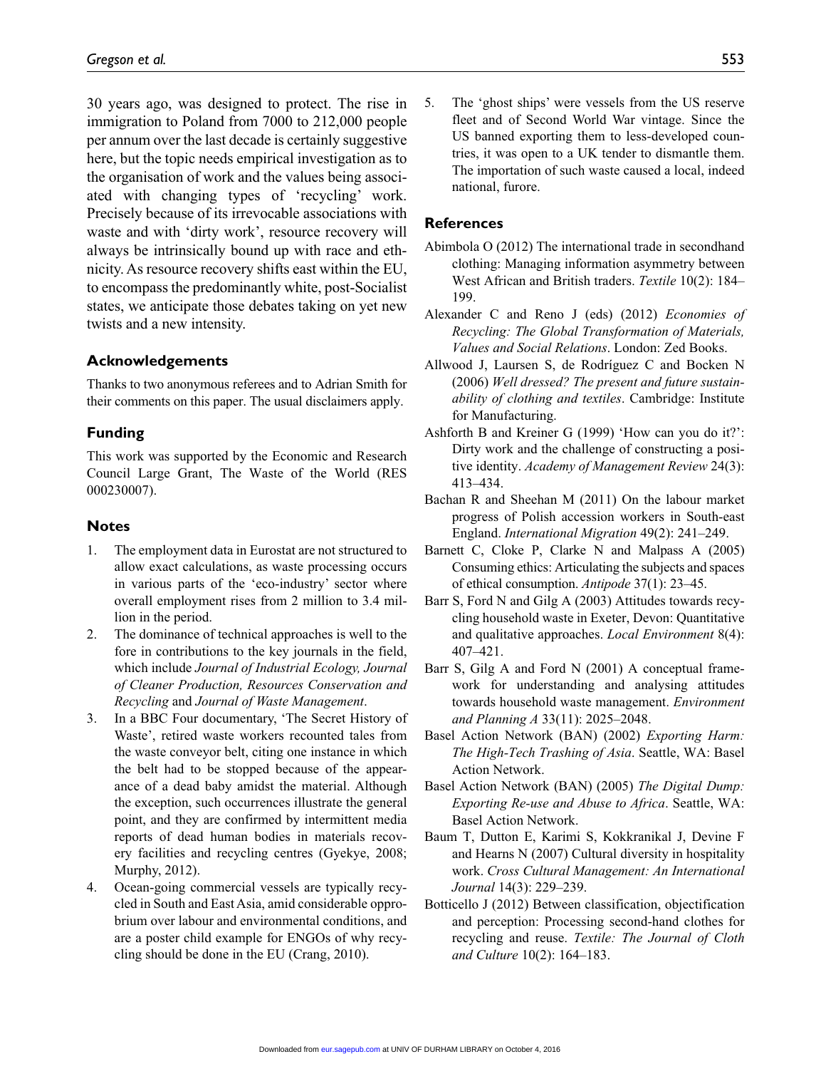30 years ago, was designed to protect. The rise in immigration to Poland from 7000 to 212,000 people per annum over the last decade is certainly suggestive here, but the topic needs empirical investigation as to the organisation of work and the values being associated with changing types of 'recycling' work. Precisely because of its irrevocable associations with waste and with 'dirty work', resource recovery will always be intrinsically bound up with race and ethnicity. As resource recovery shifts east within the EU, to encompass the predominantly white, post-Socialist states, we anticipate those debates taking on yet new twists and a new intensity.

## Acknowledgements

Thanks to two anonymous referees and to Adrian Smith for their comments on this paper. The usual disclaimers apply.

## Funding

This work was supported by the Economic and Research Council Large Grant, The Waste of the World (RES 000230007).

## Notes

1. The employment data in Eurostat are not structured to allow exact calculations, as waste processing occurs in various parts of the 'eco-industry' sector where overall employment rises from 2 million to 3.4 million in the period.
2. The dominance of technical approaches is well to the fore in contributions to the key journals in the field, which include *Journal of Industrial Ecology, Journal of Cleaner Production, Resources Conservation and Recycling* and *Journal of Waste Management*.
3. In a BBC Four documentary, 'The Secret History of Waste', retired waste workers recounted tales from the waste conveyor belt, citing one instance in which the belt had to be stopped because of the appearance of a dead baby amidst the material. Although the exception, such occurrences illustrate the general point, and they are confirmed by intermittent media reports of dead human bodies in materials recovery facilities and recycling centres (Gyekye, 2008; Murphy, 2012).
4. Ocean-going commercial vessels are typically recycled in South and East Asia, amid considerable opprobrium over labour and environmental conditions, and are a poster child example for ENGOs of why recycling should be done in the EU (Crang, 2010).
5. The 'ghost ships' were vessels from the US reserve fleet and of Second World War vintage. Since the US banned exporting them to less-developed countries, it was open to a UK tender to dismantle them. The importation of such waste caused a local, indeed national, furore.

## References

Abimbola O (2012) The international trade in secondhand clothing: Managing information asymmetry between West African and British traders. *Textile* 10(2): 184–199.

Alexander C and Reno J (eds) (2012) *Economies of Recycling: The Global Transformation of Materials, Values and Social Relations*. London: Zed Books.

Allwood J, Laursen S, de Rodríguez C and Bocken N (2006) *Well dressed? The present and future sustainability of clothing and textiles*. Cambridge: Institute for Manufacturing.

Ashforth B and Kreiner G (1999) 'How can you do it?': Dirty work and the challenge of constructing a positive identity. *Academy of Management Review* 24(3): 413–434.

Bachan R and Sheehan M (2011) On the labour market progress of Polish accession workers in South-east England. *International Migration* 49(2): 241–249.

Barnett C, Cloke P, Clarke N and Malpass A (2005) Consuming ethics: Articulating the subjects and spaces of ethical consumption. *Antipode* 37(1): 23–45.

Barr S, Ford N and Gilg A (2003) Attitudes towards recycling household waste in Exeter, Devon: Quantitative and qualitative approaches. *Local Environment* 8(4): 407–421.

Barr S, Gilg A and Ford N (2001) A conceptual framework for understanding and analysing attitudes towards household waste management. *Environment and Planning A* 33(11): 2025–2048.

Basel Action Network (BAN) (2002) *Exporting Harm: The High-Tech Trashing of Asia*. Seattle, WA: Basel Action Network.

Basel Action Network (BAN) (2005) *The Digital Dump: Exporting Re-use and Abuse to Africa*. Seattle, WA: Basel Action Network.

Baum T, Dutton E, Karimi S, Kokkranikal J, Devine F and Hearns N (2007) Cultural diversity in hospitality work. *Cross Cultural Management: An International Journal* 14(3): 229–239.

Botticello J (2012) Between classification, objectification and perception: Processing second-hand clothes for recycling and reuse. *Textile: The Journal of Cloth and Culture* 10(2): 164–183.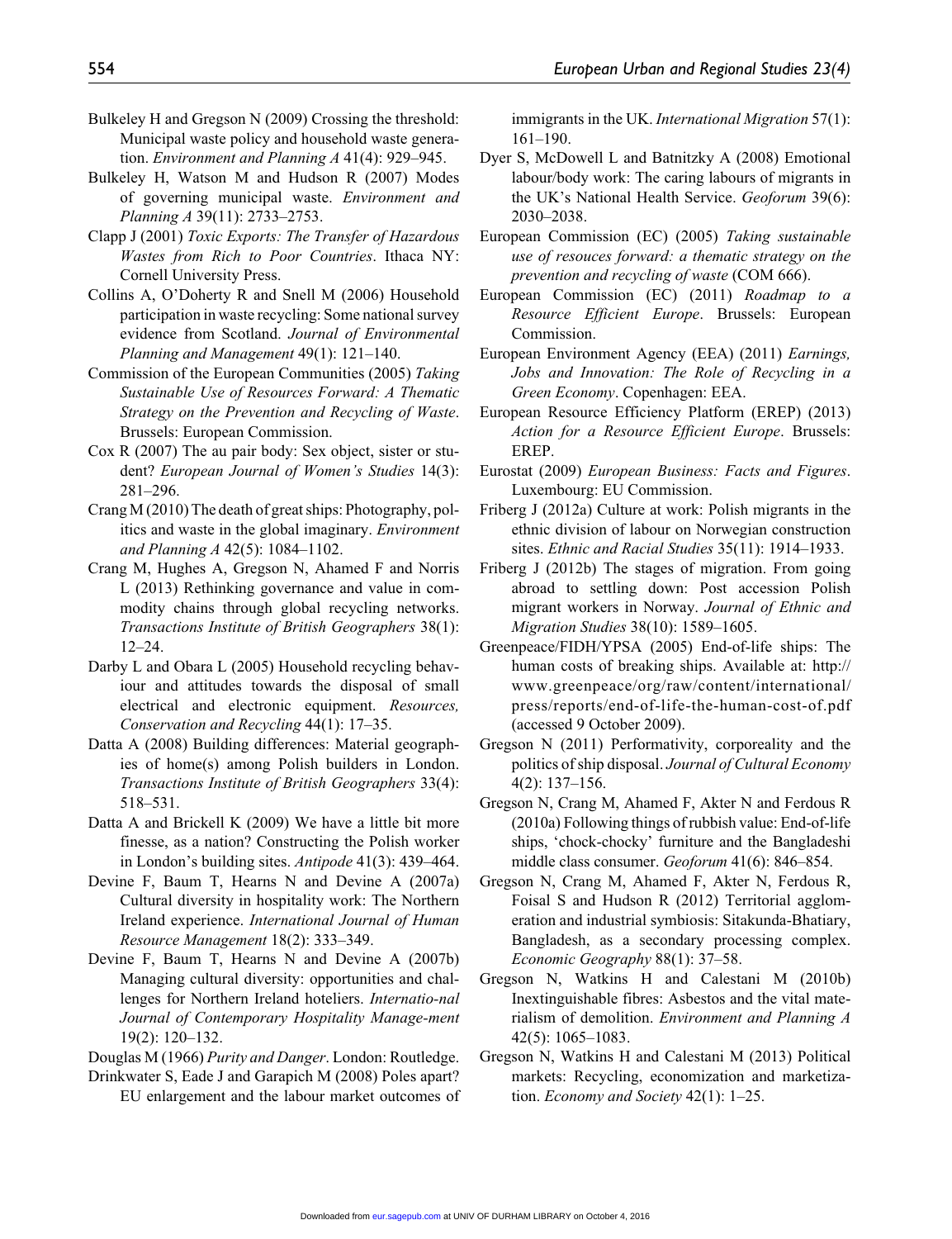Bulkeley H and Gregson N (2009) Crossing the threshold: Municipal waste policy and household waste generation. *Environment and Planning A* 41(4): 929–945.

Bulkeley H, Watson M and Hudson R (2007) Modes of governing municipal waste. *Environment and Planning A* 39(11): 2733–2753.

Clapp J (2001) *Toxic Exports: The Transfer of Hazardous Wastes from Rich to Poor Countries*. Ithaca NY: Cornell University Press.

Collins A, O'Doherty R and Snell M (2006) Household participation in waste recycling: Some national survey evidence from Scotland. *Journal of Environmental Planning and Management* 49(1): 121–140.

Commission of the European Communities (2005) *Taking Sustainable Use of Resources Forward: A Thematic Strategy on the Prevention and Recycling of Waste*. Brussels: European Commission.

Cox R (2007) The au pair body: Sex object, sister or student? *European Journal of Women's Studies* 14(3): 281–296.

Crang M (2010) The death of great ships: Photography, politics and waste in the global imaginary. *Environment and Planning A* 42(5): 1084–1102.

Crang M, Hughes A, Gregson N, Ahamed F and Norris L (2013) Rethinking governance and value in commodity chains through global recycling networks. *Transactions Institute of British Geographers* 38(1): 12–24.

Darby L and Obara L (2005) Household recycling behaviour and attitudes towards the disposal of small electrical and electronic equipment. *Resources, Conservation and Recycling* 44(1): 17–35.

Datta A (2008) Building differences: Material geographies of home(s) among Polish builders in London. *Transactions Institute of British Geographers* 33(4): 518–531.

Datta A and Brickell K (2009) We have a little bit more finesse, as a nation? Constructing the Polish worker in London's building sites. *Antipode* 41(3): 439–464.

Devine F, Baum T, Hearns N and Devine A (2007a) Cultural diversity in hospitality work: The Northern Ireland experience. *International Journal of Human Resource Management* 18(2): 333–349.

Devine F, Baum T, Hearns N and Devine A (2007b) Managing cultural diversity: opportunities and challenges for Northern Ireland hoteliers. *Internatio-nal Journal of Contemporary Hospitality Manage-ment* 19(2): 120–132.

Douglas M (1966) *Purity and Danger*. London: Routledge.

Drinkwater S, Eade J and Garapich M (2008) Poles apart? EU enlargement and the labour market outcomes of immigrants in the UK. *International Migration* 57(1): 161–190.

Dyer S, McDowell L and Batnitzky A (2008) Emotional labour/body work: The caring labours of migrants in the UK's National Health Service. *Geoforum* 39(6): 2030–2038.

European Commission (EC) (2005) *Taking sustainable use of resouces forward: a thematic strategy on the prevention and recycling of waste* (COM 666).

European Commission (EC) (2011) *Roadmap to a Resource Efficient Europe*. Brussels: European Commission.

European Environment Agency (EEA) (2011) *Earnings, Jobs and Innovation: The Role of Recycling in a Green Economy*. Copenhagen: EEA.

European Resource Efficiency Platform (EREP) (2013) *Action for a Resource Efficient Europe*. Brussels: EREP.

Eurostat (2009) *European Business: Facts and Figures*. Luxembourg: EU Commission.

Friberg J (2012a) Culture at work: Polish migrants in the ethnic division of labour on Norwegian construction sites. *Ethnic and Racial Studies* 35(11): 1914–1933.

Friberg J (2012b) The stages of migration. From going abroad to settling down: Post accession Polish migrant workers in Norway. *Journal of Ethnic and Migration Studies* 38(10): 1589–1605.

Greenpeace/FIDH/YPSA (2005) End-of-life ships: The human costs of breaking ships. Available at: http://www.greenpeace/org/raw/content/international/press/reports/end-of-life-the-human-cost-of.pdf (accessed 9 October 2009).

Gregson N (2011) Performativity, corporeality and the politics of ship disposal. *Journal of Cultural Economy* 4(2): 137–156.

Gregson N, Crang M, Ahamed F, Akter N and Ferdous R (2010a) Following things of rubbish value: End-of-life ships, 'chock-chocky' furniture and the Bangladeshi middle class consumer. *Geoforum* 41(6): 846–854.

Gregson N, Crang M, Ahamed F, Akter N, Ferdous R, Foisal S and Hudson R (2012) Territorial agglomeration and industrial symbiosis: Sitakunda-Bhatiary, Bangladesh, as a secondary processing complex. *Economic Geography* 88(1): 37–58.

Gregson N, Watkins H and Calestani M (2010b) Inextinguishable fibres: Asbestos and the vital materialism of demolition. *Environment and Planning A* 42(5): 1065–1083.

Gregson N, Watkins H and Calestani M (2013) Political markets: Recycling, economization and marketization. *Economy and Society* 42(1): 1–25.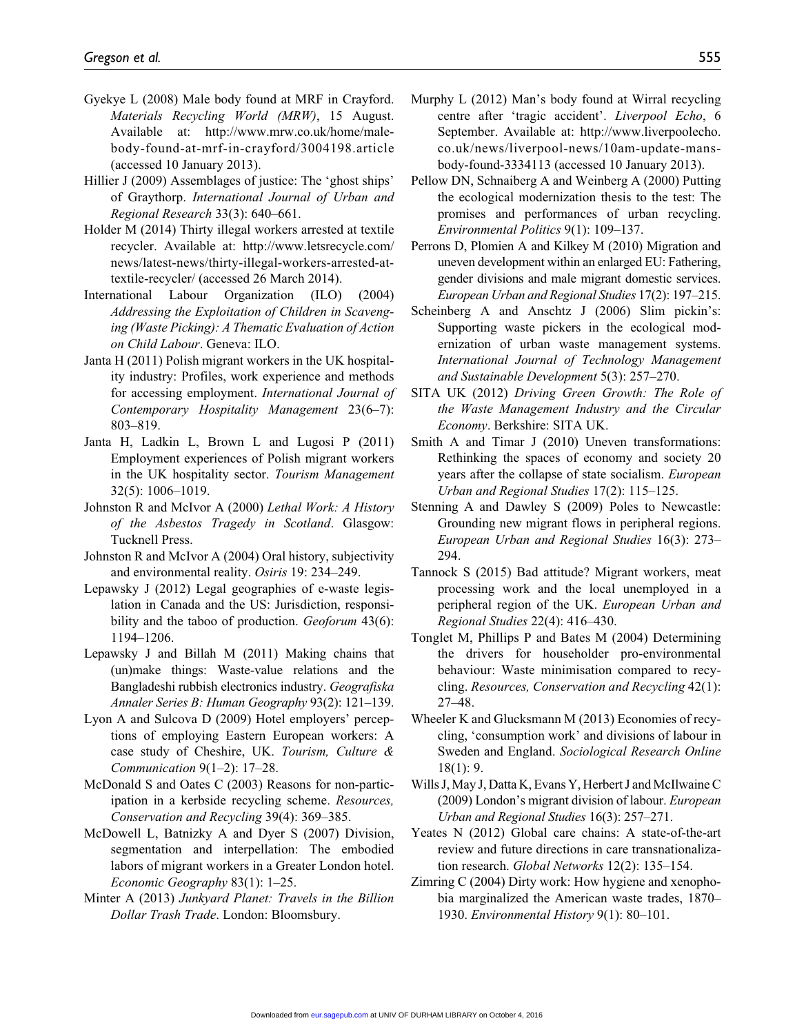Gyekye L (2008) Male body found at MRF in Crayford. *Materials Recycling World (MRW)*, 15 August. Available at: http://www.mrw.co.uk/home/male-body-found-at-mrf-in-crayford/3004198.article (accessed 10 January 2013).

Hillier J (2009) Assemblages of justice: The 'ghost ships' of Graythorp. *International Journal of Urban and Regional Research* 33(3): 640–661.

Holder M (2014) Thirty illegal workers arrested at textile recycler. Available at: http://www.letsrecycle.com/news/latest-news/thirty-illegal-workers-arrested-at-textile-recycler/ (accessed 26 March 2014).

International Labour Organization (ILO) (2004) *Addressing the Exploitation of Children in Scavenging (Waste Picking): A Thematic Evaluation of Action on Child Labour*. Geneva: ILO.

Janta H (2011) Polish migrant workers in the UK hospitality industry: Profiles, work experience and methods for accessing employment. *International Journal of Contemporary Hospitality Management* 23(6–7): 803–819.

Janta H, Ladkin L, Brown L and Lugosi P (2011) Employment experiences of Polish migrant workers in the UK hospitality sector. *Tourism Management* 32(5): 1006–1019.

Johnston R and McIvor A (2000) *Lethal Work: A History of the Asbestos Tragedy in Scotland*. Glasgow: Tucknell Press.

Johnston R and McIvor A (2004) Oral history, subjectivity and environmental reality. *Osiris* 19: 234–249.

Lepawsky J (2012) Legal geographies of e-waste legislation in Canada and the US: Jurisdiction, responsibility and the taboo of production. *Geoforum* 43(6): 1194–1206.

Lepawsky J and Billah M (2011) Making chains that (un)make things: Waste-value relations and the Bangladeshi rubbish electronics industry. *Geografiska Annaler Series B: Human Geography* 93(2): 121–139.

Lyon A and Sulcova D (2009) Hotel employers' perceptions of employing Eastern European workers: A case study of Cheshire, UK. *Tourism, Culture & Communication* 9(1–2): 17–28.

McDonald S and Oates C (2003) Reasons for non-participation in a kerbside recycling scheme. *Resources, Conservation and Recycling* 39(4): 369–385.

McDowell L, Batnizky A and Dyer S (2007) Division, segmentation and interpellation: The embodied labors of migrant workers in a Greater London hotel. *Economic Geography* 83(1): 1–25.

Minter A (2013) *Junkyard Planet: Travels in the Billion Dollar Trash Trade*. London: Bloomsbury.

Murphy L (2012) Man's body found at Wirral recycling centre after 'tragic accident'. *Liverpool Echo*, 6 September. Available at: http://www.liverpoolecho.co.uk/news/liverpool-news/10am-update-mans-body-found-3334113 (accessed 10 January 2013).

Pellow DN, Schnaiberg A and Weinberg A (2000) Putting the ecological modernization thesis to the test: The promises and performances of urban recycling. *Environmental Politics* 9(1): 109–137.

Perrons D, Plomien A and Kilkey M (2010) Migration and uneven development within an enlarged EU: Fathering, gender divisions and male migrant domestic services. *European Urban and Regional Studies* 17(2): 197–215.

Scheinberg A and Anschtz J (2006) Slim pickin's: Supporting waste pickers in the ecological modernization of urban waste management systems. *International Journal of Technology Management and Sustainable Development* 5(3): 257–270.

SITA UK (2012) *Driving Green Growth: The Role of the Waste Management Industry and the Circular Economy*. Berkshire: SITA UK.

Smith A and Timar J (2010) Uneven transformations: Rethinking the spaces of economy and society 20 years after the collapse of state socialism. *European Urban and Regional Studies* 17(2): 115–125.

Stenning A and Dawley S (2009) Poles to Newcastle: Grounding new migrant flows in peripheral regions. *European Urban and Regional Studies* 16(3): 273–294.

Tannock S (2015) Bad attitude? Migrant workers, meat processing work and the local unemployed in a peripheral region of the UK. *European Urban and Regional Studies* 22(4): 416–430.

Tonglet M, Phillips P and Bates M (2004) Determining the drivers for householder pro-environmental behaviour: Waste minimisation compared to recycling. *Resources, Conservation and Recycling* 42(1): 27–48.

Wheeler K and Glucksmann M (2013) Economies of recycling, 'consumption work' and divisions of labour in Sweden and England. *Sociological Research Online* 18(1): 9.

Wills J, May J, Datta K, Evans Y, Herbert J and McIlwaine C (2009) London's migrant division of labour. *European Urban and Regional Studies* 16(3): 257–271.

Yeates N (2012) Global care chains: A state-of-the-art review and future directions in care transnationalization research. *Global Networks* 12(2): 135–154.

Zimring C (2004) Dirty work: How hygiene and xenophobia marginalized the American waste trades, 1870–1930. *Environmental History* 9(1): 80–101.